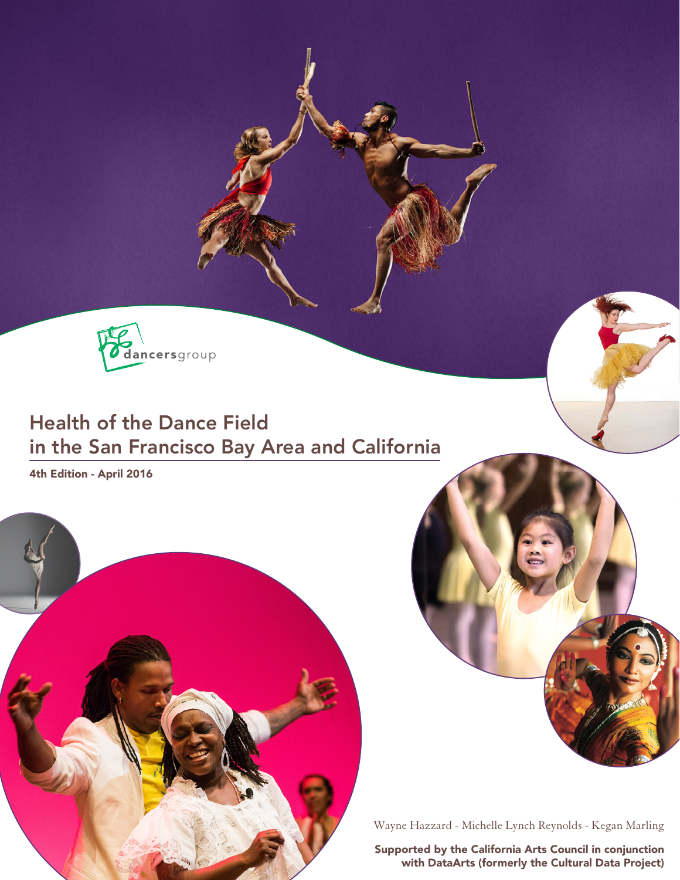dancersgroup

# Health of the Dance Field in the San Francisco Bay Area and California

4th Edition - April 2016

Wayne Hazzard - Michelle Lynch Reynolds - Kegan Marling

**Supported by the California Arts Council in conjunction with DataArts (formerly the Cultural Data Project)**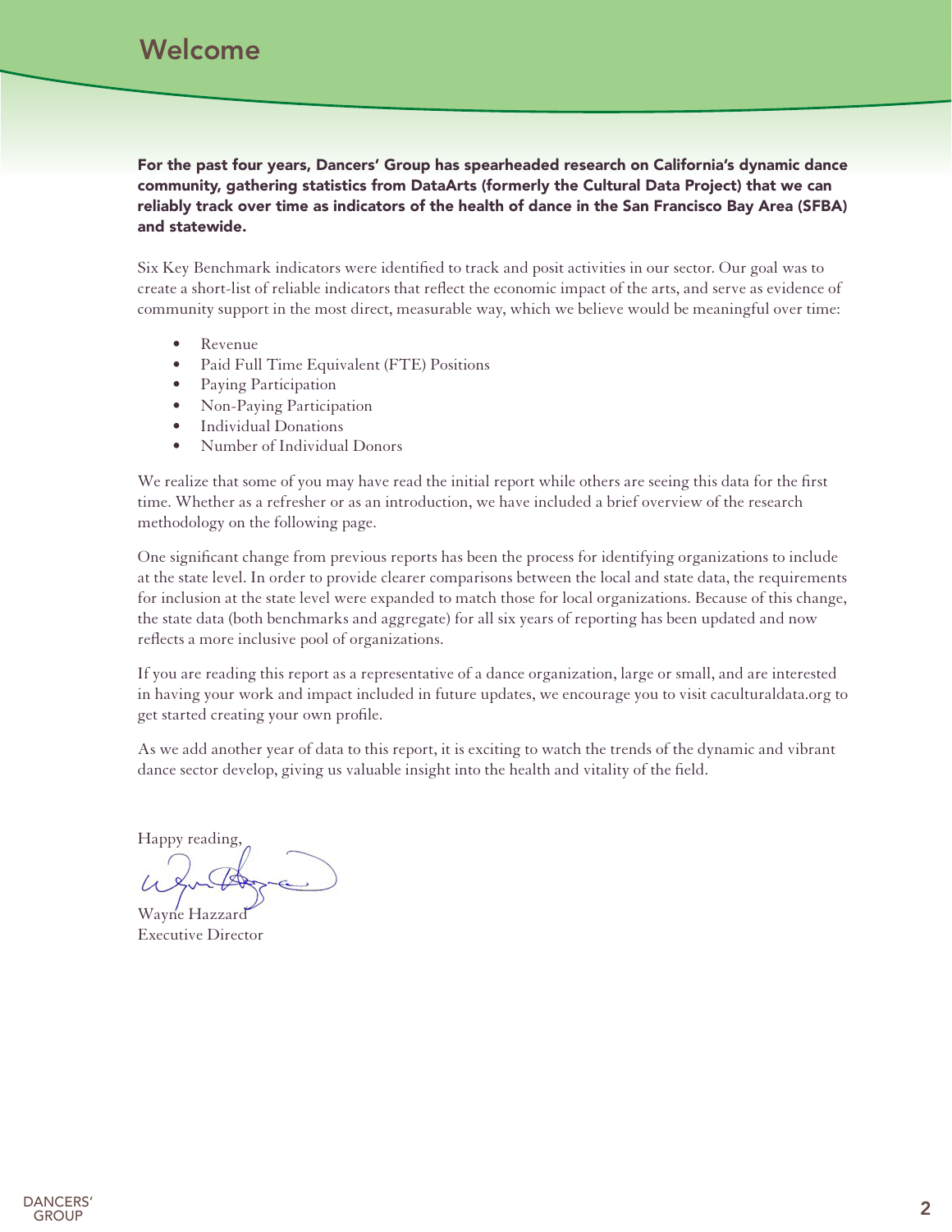# Welcome

**For the past four years, Dancers' Group has spearheaded research on California's dynamic dance community, gathering statistics from DataArts (formerly the Cultural Data Project) that we can reliably track over time as indicators of the health of dance in the San Francisco Bay Area (SFBA) and statewide.**

Six Key Benchmark indicators were identified to track and posit activities in our sector. Our goal was to create a short-list of reliable indicators that reflect the economic impact of the arts, and serve as evidence of community support in the most direct, measurable way, which we believe would be meaningful over time:

- Revenue
- Paid Full Time Equivalent (FTE) Positions
- Paying Participation
- Non-Paying Participation
- Individual Donations
- Number of Individual Donors

We realize that some of you may have read the initial report while others are seeing this data for the first time. Whether as a refresher or as an introduction, we have included a brief overview of the research methodology on the following page.

One significant change from previous reports has been the process for identifying organizations to include at the state level. In order to provide clearer comparisons between the local and state data, the requirements for inclusion at the state level were expanded to match those for local organizations. Because of this change, the state data (both benchmarks and aggregate) for all six years of reporting has been updated and now reflects a more inclusive pool of organizations.

If you are reading this report as a representative of a dance organization, large or small, and are interested in having your work and impact included in future updates, we encourage you to visit caculturaldata.org to get started creating your own profile.

As we add another year of data to this report, it is exciting to watch the trends of the dynamic and vibrant dance sector develop, giving us valuable insight into the health and vitality of the field.

Happy reading,

Wayne Hazzard
Executive Director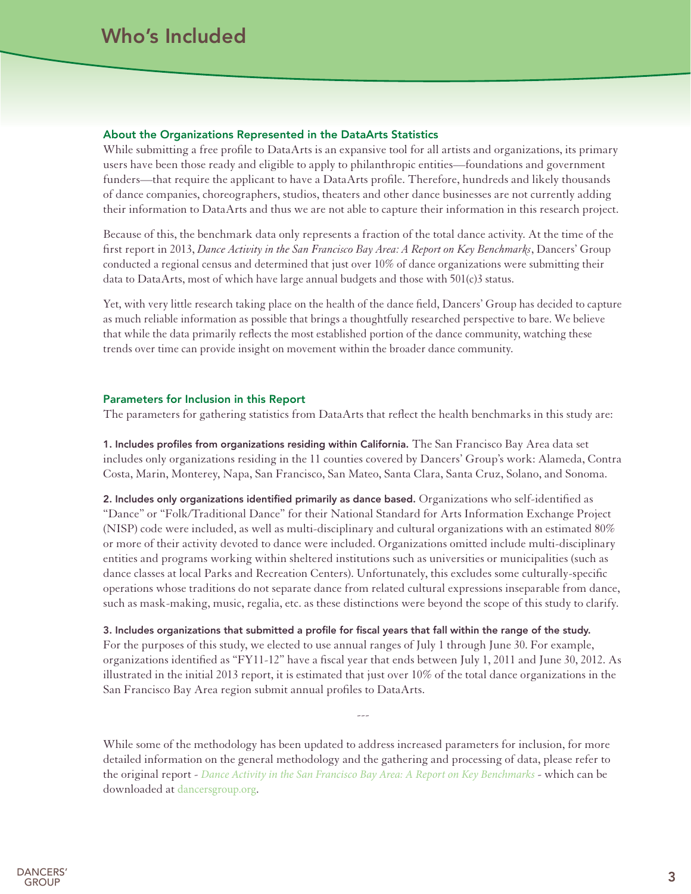# Who's Included

### About the Organizations Represented in the DataArts Statistics

While submitting a free profile to DataArts is an expansive tool for all artists and organizations, its primary users have been those ready and eligible to apply to philanthropic entities—foundations and government funders—that require the applicant to have a DataArts profile. Therefore, hundreds and likely thousands of dance companies, choreographers, studios, theaters and other dance businesses are not currently adding their information to DataArts and thus we are not able to capture their information in this research project.

Because of this, the benchmark data only represents a fraction of the total dance activity. At the time of the first report in 2013, *Dance Activity in the San Francisco Bay Area: A Report on Key Benchmarks*, Dancers' Group conducted a regional census and determined that just over 10% of dance organizations were submitting their data to DataArts, most of which have large annual budgets and those with 501(c)3 status.

Yet, with very little research taking place on the health of the dance field, Dancers' Group has decided to capture as much reliable information as possible that brings a thoughtfully researched perspective to bare. We believe that while the data primarily reflects the most established portion of the dance community, watching these trends over time can provide insight on movement within the broader dance community.

### Parameters for Inclusion in this Report

The parameters for gathering statistics from DataArts that reflect the health benchmarks in this study are:

**1. Includes profiles from organizations residing within California.** The San Francisco Bay Area data set includes only organizations residing in the 11 counties covered by Dancers' Group's work: Alameda, Contra Costa, Marin, Monterey, Napa, San Francisco, San Mateo, Santa Clara, Santa Cruz, Solano, and Sonoma.

**2. Includes only organizations identified primarily as dance based.** Organizations who self-identified as "Dance" or "Folk/Traditional Dance" for their National Standard for Arts Information Exchange Project (NISP) code were included, as well as multi-disciplinary and cultural organizations with an estimated 80% or more of their activity devoted to dance were included. Organizations omitted include multi-disciplinary entities and programs working within sheltered institutions such as universities or municipalities (such as dance classes at local Parks and Recreation Centers). Unfortunately, this excludes some culturally-specific operations whose traditions do not separate dance from related cultural expressions inseparable from dance, such as mask-making, music, regalia, etc. as these distinctions were beyond the scope of this study to clarify.

**3. Includes organizations that submitted a profile for fiscal years that fall within the range of the study.** For the purposes of this study, we elected to use annual ranges of July 1 through June 30. For example, organizations identified as "FY11-12" have a fiscal year that ends between July 1, 2011 and June 30, 2012. As illustrated in the initial 2013 report, it is estimated that just over 10% of the total dance organizations in the San Francisco Bay Area region submit annual profiles to DataArts.

---

While some of the methodology has been updated to address increased parameters for inclusion, for more detailed information on the general methodology and the gathering and processing of data, please refer to the original report - *Dance Activity in the San Francisco Bay Area: A Report on Key Benchmarks* - which can be downloaded at dancersgroup.org.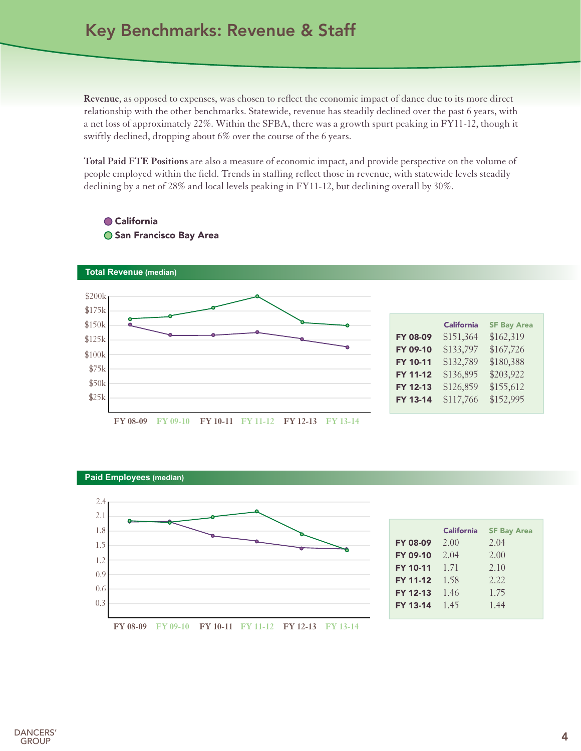# Key Benchmarks: Revenue & Staff

**Revenue**, as opposed to expenses, was chosen to reflect the economic impact of dance due to its more direct relationship with the other benchmarks. Statewide, revenue has steadily declined over the past 6 years, with a net loss of approximately 22%. Within the SFBA, there was a growth spurt peaking in FY11-12, though it swiftly declined, dropping about 6% over the course of the 6 years.

**Total Paid FTE Positions** are also a measure of economic impact, and provide perspective on the volume of people employed within the field. Trends in staffing reflect those in revenue, with statewide levels steadily declining by a net of 28% and local levels peaking in FY11-12, but declining overall by 30%.

- California
- San Francisco Bay Area

**Total Revenue** (median)

| | California | SF Bay Area |
|---|---|---|
| FY 08-09 | $151,364 | $162,319 |
| FY 09-10 | $133,797 | $167,726 |
| FY 10-11 | $132,789 | $180,388 |
| FY 11-12 | $136,895 | $203,922 |
| FY 12-13 | $126,859 | $155,612 |
| FY 13-14 | $117,766 | $152,995 |

**Paid Employees** (median)

| | California | SF Bay Area |
|---|---|---|
| FY 08-09 | 2.00 | 2.04 |
| FY 09-10 | 2.04 | 2.00 |
| FY 10-11 | 1.71 | 2.10 |
| FY 11-12 | 1.58 | 2.22 |
| FY 12-13 | 1.46 | 1.75 |
| FY 13-14 | 1.45 | 1.44 |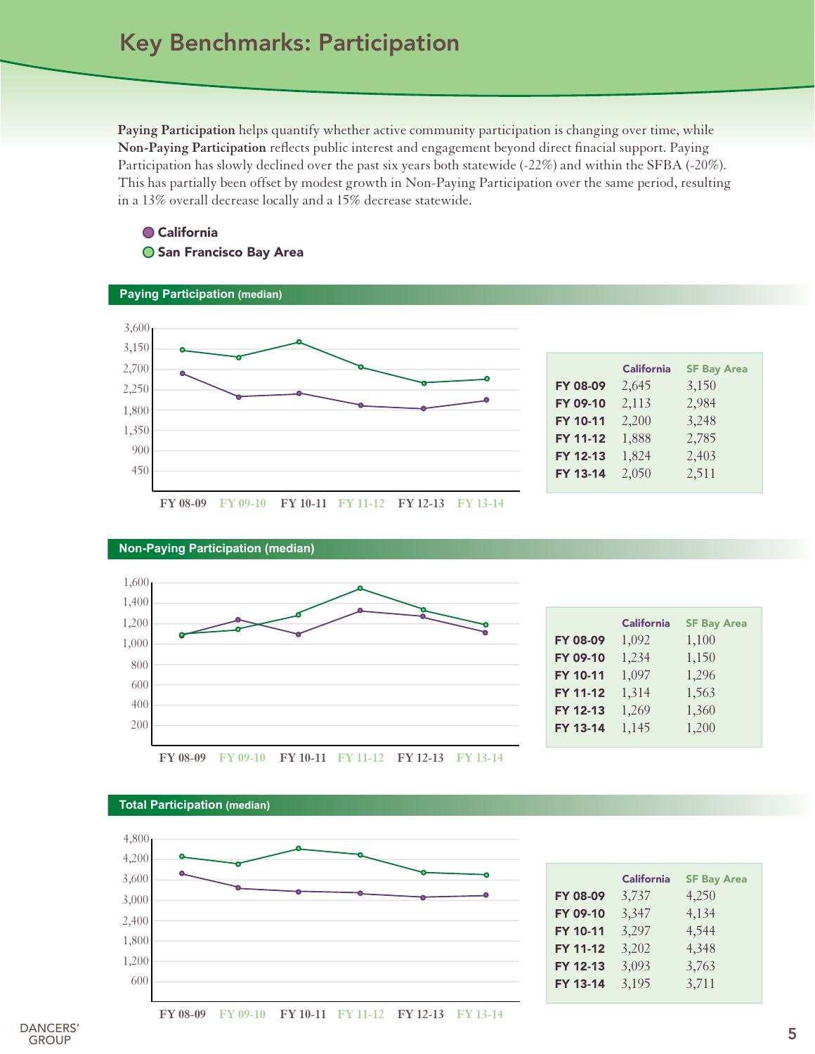# Key Benchmarks: Participation

**Paying Participation** helps quantify whether active community participation is changing over time, while **Non-Paying Participation** reflects public interest and engagement beyond direct finacial support. Paying Participation has slowly declined over the past six years both statewide (-22%) and within the SFBA (-20%). This has partially been offset by modest growth in Non-Paying Participation over the same period, resulting in a 13% overall decrease locally and a 15% decrease statewide.

- California
- San Francisco Bay Area

## Paying Participation (median)

| | California | SF Bay Area |
|---|---|---|
| **FY 08-09** | 2,645 | 3,150 |
| **FY 09-10** | 2,113 | 2,984 |
| **FY 10-11** | 2,200 | 3,248 |
| **FY 11-12** | 1,888 | 2,785 |
| **FY 12-13** | 1,824 | 2,403 |
| **FY 13-14** | 2,050 | 2,511 |

## Non-Paying Participation (median)

| | California | SF Bay Area |
|---|---|---|
| **FY 08-09** | 1,092 | 1,100 |
| **FY 09-10** | 1,234 | 1,150 |
| **FY 10-11** | 1,097 | 1,296 |
| **FY 11-12** | 1,314 | 1,563 |
| **FY 12-13** | 1,269 | 1,360 |
| **FY 13-14** | 1,145 | 1,200 |

## Total Participation (median)

| | California | SF Bay Area |
|---|---|---|
| **FY 08-09** | 3,737 | 4,250 |
| **FY 09-10** | 3,347 | 4,134 |
| **FY 10-11** | 3,297 | 4,544 |
| **FY 11-12** | 3,202 | 4,348 |
| **FY 12-13** | 3,093 | 3,763 |
| **FY 13-14** | 3,195 | 3,711 |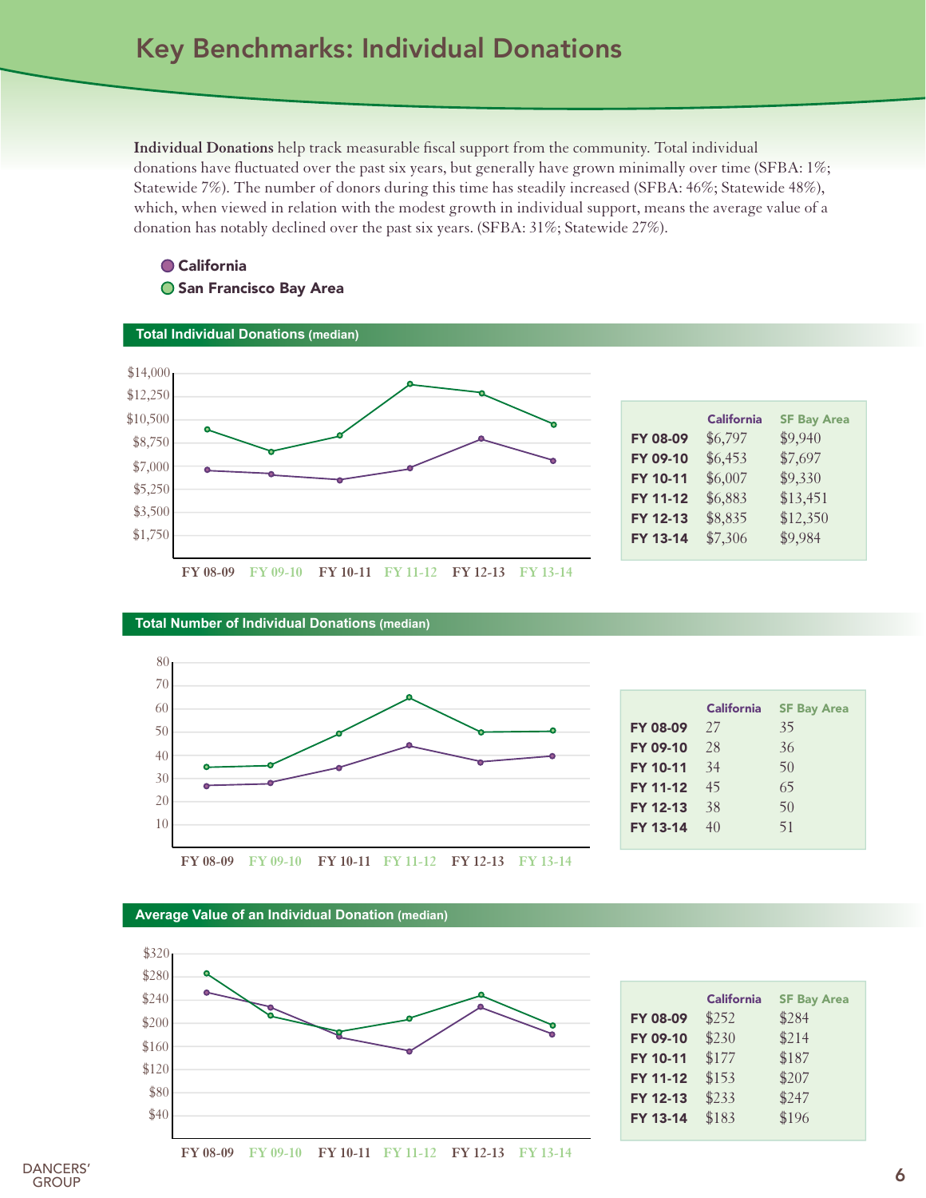# Key Benchmarks: Individual Donations

**Individual Donations** help track measurable fiscal support from the community. Total individual donations have fluctuated over the past six years, but generally have grown minimally over time (SFBA: 1%; Statewide 7%). The number of donors during this time has steadily increased (SFBA: 46%; Statewide 48%), which, when viewed in relation with the modest growth in individual support, means the average value of a donation has notably declined over the past six years. (SFBA: 31%; Statewide 27%).

- California
- San Francisco Bay Area

## Total Individual Donations (median)

| | California | SF Bay Area |
|---|---|---|
| FY 08-09 | $6,797 | $9,940 |
| FY 09-10 | $6,453 | $7,697 |
| FY 10-11 | $6,007 | $9,330 |
| FY 11-12 | $6,883 | $13,451 |
| FY 12-13 | $8,835 | $12,350 |
| FY 13-14 | $7,306 | $9,984 |

## Total Number of Individual Donations (median)

| | California | SF Bay Area |
|---|---|---|
| FY 08-09 | 27 | 35 |
| FY 09-10 | 28 | 36 |
| FY 10-11 | 34 | 50 |
| FY 11-12 | 45 | 65 |
| FY 12-13 | 38 | 50 |
| FY 13-14 | 40 | 51 |

## Average Value of an Individual Donation (median)

| | California | SF Bay Area |
|---|---|---|
| FY 08-09 | $252 | $284 |
| FY 09-10 | $230 | $214 |
| FY 10-11 | $177 | $187 |
| FY 11-12 | $153 | $207 |
| FY 12-13 | $233 | $247 |
| FY 13-14 | $183 | $196 |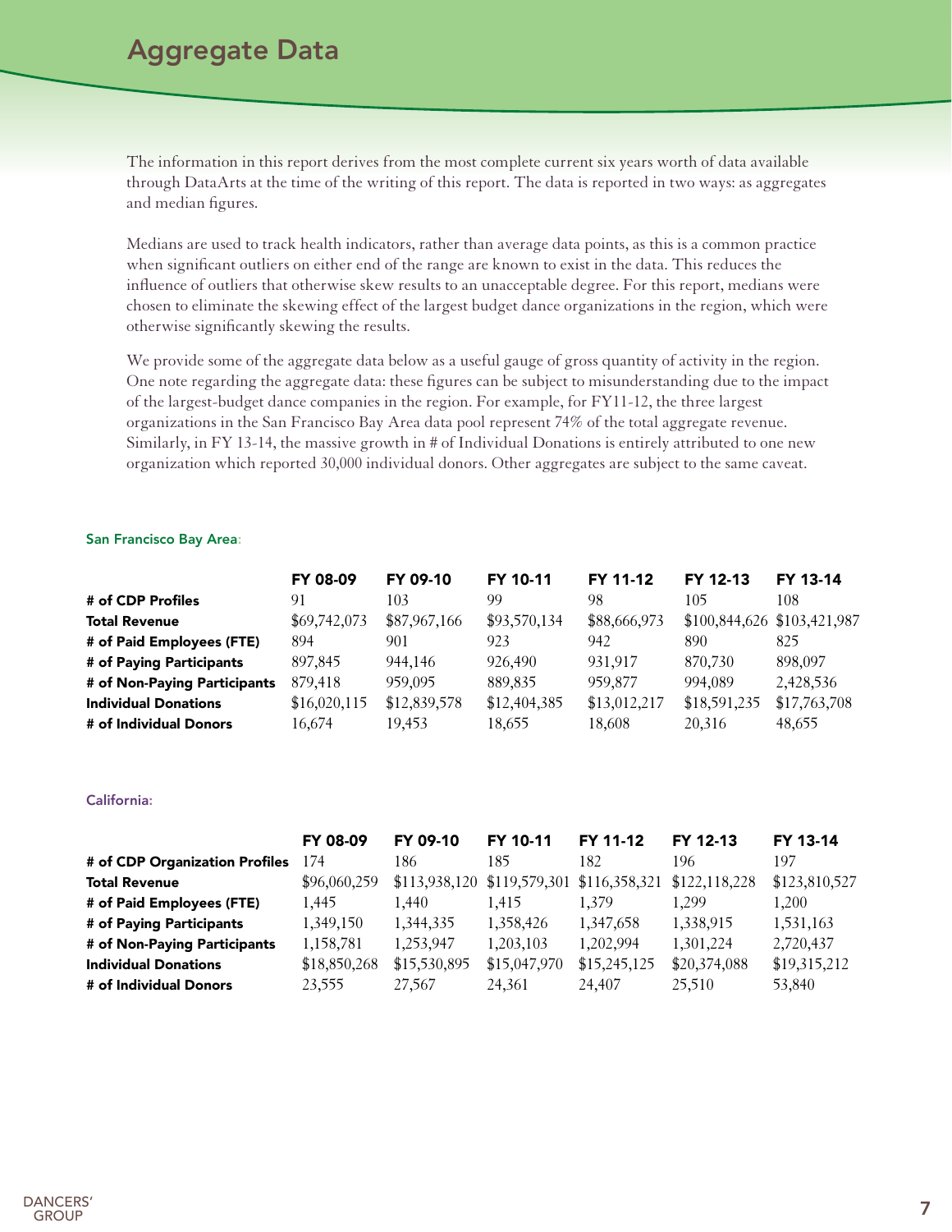# Aggregate Data

The information in this report derives from the most complete current six years worth of data available through DataArts at the time of the writing of this report. The data is reported in two ways: as aggregates and median figures.

Medians are used to track health indicators, rather than average data points, as this is a common practice when significant outliers on either end of the range are known to exist in the data. This reduces the influence of outliers that otherwise skew results to an unacceptable degree. For this report, medians were chosen to eliminate the skewing effect of the largest budget dance organizations in the region, which were otherwise significantly skewing the results.

We provide some of the aggregate data below as a useful gauge of gross quantity of activity in the region. One note regarding the aggregate data: these figures can be subject to misunderstanding due to the impact of the largest-budget dance companies in the region. For example, for FY11-12, the three largest organizations in the San Francisco Bay Area data pool represent 74% of the total aggregate revenue. Similarly, in FY 13-14, the massive growth in # of Individual Donations is entirely attributed to one new organization which reported 30,000 individual donors. Other aggregates are subject to the same caveat.

**San Francisco Bay Area:**

| | FY 08-09 | FY 09-10 | FY 10-11 | FY 11-12 | FY 12-13 | FY 13-14 |
|---|---|---|---|---|---|---|
| **# of CDP Profiles** | 91 | 103 | 99 | 98 | 105 | 108 |
| **Total Revenue** | $69,742,073 | $87,967,166 | $93,570,134 | $88,666,973 | $100,844,626 | $103,421,987 |
| **# of Paid Employees (FTE)** | 894 | 901 | 923 | 942 | 890 | 825 |
| **# of Paying Participants** | 897,845 | 944,146 | 926,490 | 931,917 | 870,730 | 898,097 |
| **# of Non-Paying Participants** | 879,418 | 959,095 | 889,835 | 959,877 | 994,089 | 2,428,536 |
| **Individual Donations** | $16,020,115 | $12,839,578 | $12,404,385 | $13,012,217 | $18,591,235 | $17,763,708 |
| **# of Individual Donors** | 16,674 | 19,453 | 18,655 | 18,608 | 20,316 | 48,655 |

**California:**

| | FY 08-09 | FY 09-10 | FY 10-11 | FY 11-12 | FY 12-13 | FY 13-14 |
|---|---|---|---|---|---|---|
| **# of CDP Organization Profiles** | 174 | 186 | 185 | 182 | 196 | 197 |
| **Total Revenue** | $96,060,259 | $113,938,120 | $119,579,301 | $116,358,321 | $122,118,228 | $123,810,527 |
| **# of Paid Employees (FTE)** | 1,445 | 1,440 | 1,415 | 1,379 | 1,299 | 1,200 |
| **# of Paying Participants** | 1,349,150 | 1,344,335 | 1,358,426 | 1,347,658 | 1,338,915 | 1,531,163 |
| **# of Non-Paying Participants** | 1,158,781 | 1,253,947 | 1,203,103 | 1,202,994 | 1,301,224 | 2,720,437 |
| **Individual Donations** | $18,850,268 | $15,530,895 | $15,047,970 | $15,245,125 | $20,374,088 | $19,315,212 |
| **# of Individual Donors** | 23,555 | 27,567 | 24,361 | 24,407 | 25,510 | 53,840 |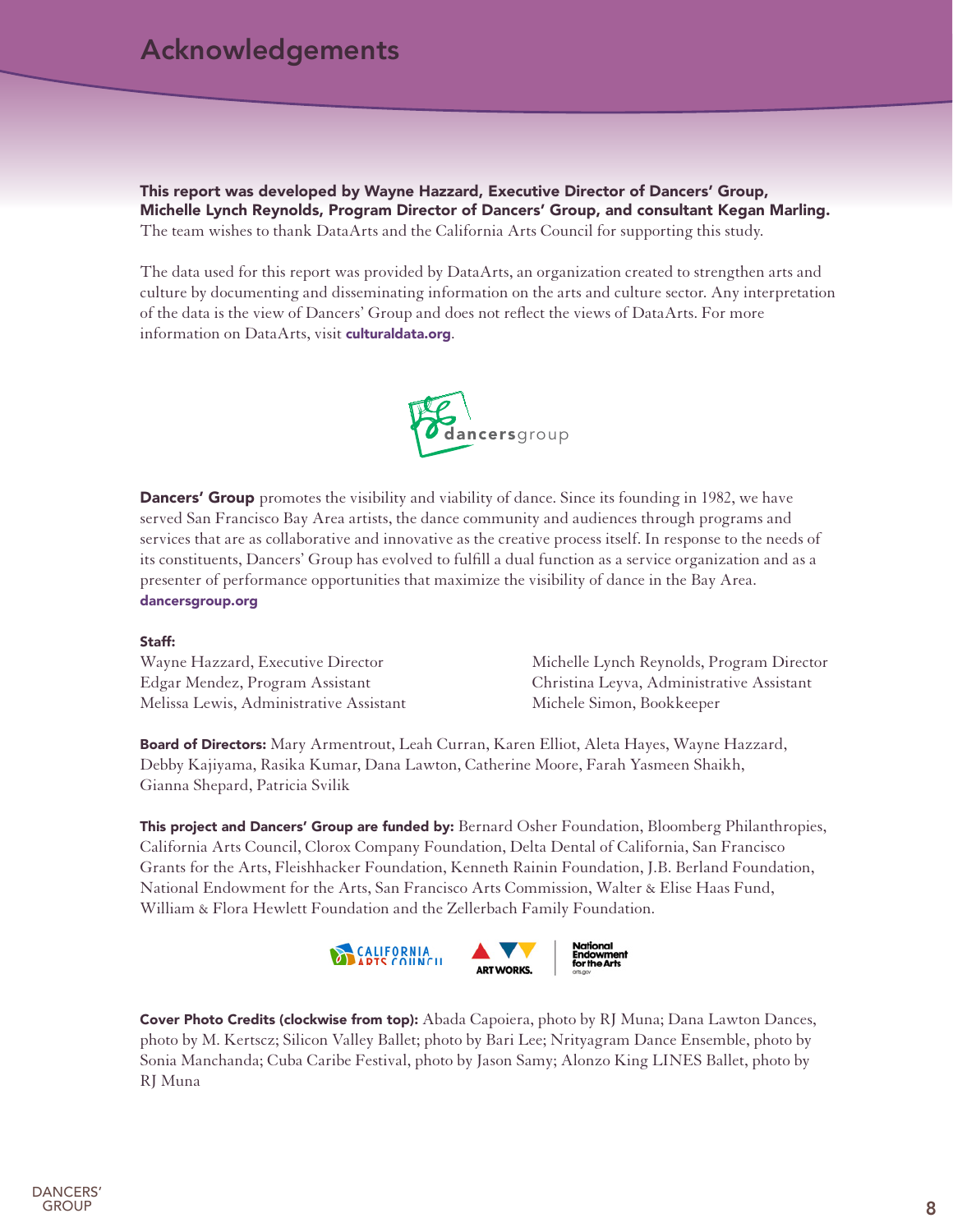# Acknowledgements

**This report was developed by Wayne Hazzard, Executive Director of Dancers' Group, Michelle Lynch Reynolds, Program Director of Dancers' Group, and consultant Kegan Marling.** The team wishes to thank DataArts and the California Arts Council for supporting this study.

The data used for this report was provided by DataArts, an organization created to strengthen arts and culture by documenting and disseminating information on the arts and culture sector. Any interpretation of the data is the view of Dancers' Group and does not reflect the views of DataArts. For more information on DataArts, visit **culturaldata.org**.

**Dancers' Group** promotes the visibility and viability of dance. Since its founding in 1982, we have served San Francisco Bay Area artists, the dance community and audiences through programs and services that are as collaborative and innovative as the creative process itself. In response to the needs of its constituents, Dancers' Group has evolved to fulfill a dual function as a service organization and as a presenter of performance opportunities that maximize the visibility of dance in the Bay Area.
**dancersgroup.org**

**Staff:**

Wayne Hazzard, Executive Director
Edgar Mendez, Program Assistant
Melissa Lewis, Administrative Assistant
Michelle Lynch Reynolds, Program Director
Christina Leyva, Administrative Assistant
Michele Simon, Bookkeeper

**Board of Directors:** Mary Armentrout, Leah Curran, Karen Elliot, Aleta Hayes, Wayne Hazzard, Debby Kajiyama, Rasika Kumar, Dana Lawton, Catherine Moore, Farah Yasmeen Shaikh, Gianna Shepard, Patricia Svilik

**This project and Dancers' Group are funded by:** Bernard Osher Foundation, Bloomberg Philanthropies, California Arts Council, Clorox Company Foundation, Delta Dental of California, San Francisco Grants for the Arts, Fleishhacker Foundation, Kenneth Rainin Foundation, J.B. Berland Foundation, National Endowment for the Arts, San Francisco Arts Commission, Walter & Elise Haas Fund, William & Flora Hewlett Foundation and the Zellerbach Family Foundation.

**Cover Photo Credits (clockwise from top):** Abada Capoiera, photo by RJ Muna; Dana Lawton Dances, photo by M. Kertscz; Silicon Valley Ballet; photo by Bari Lee; Nrityagram Dance Ensemble, photo by Sonia Manchanda; Cuba Caribe Festival, photo by Jason Samy; Alonzo King LINES Ballet, photo by RJ Muna